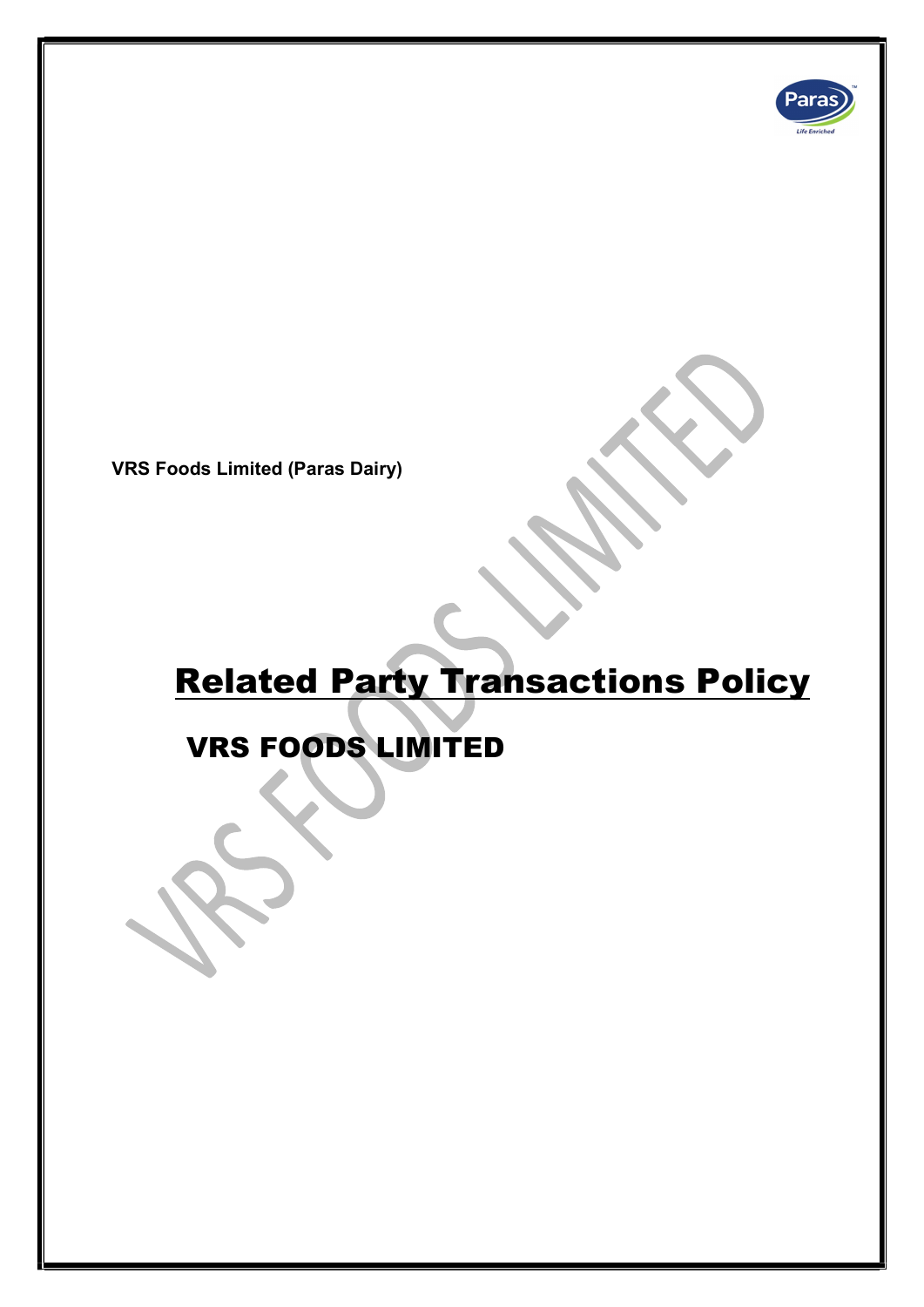**VRS Foods Limited (Paras Dairy)**

# Related Party Transactions Policy

## VRS FOODS LIMITED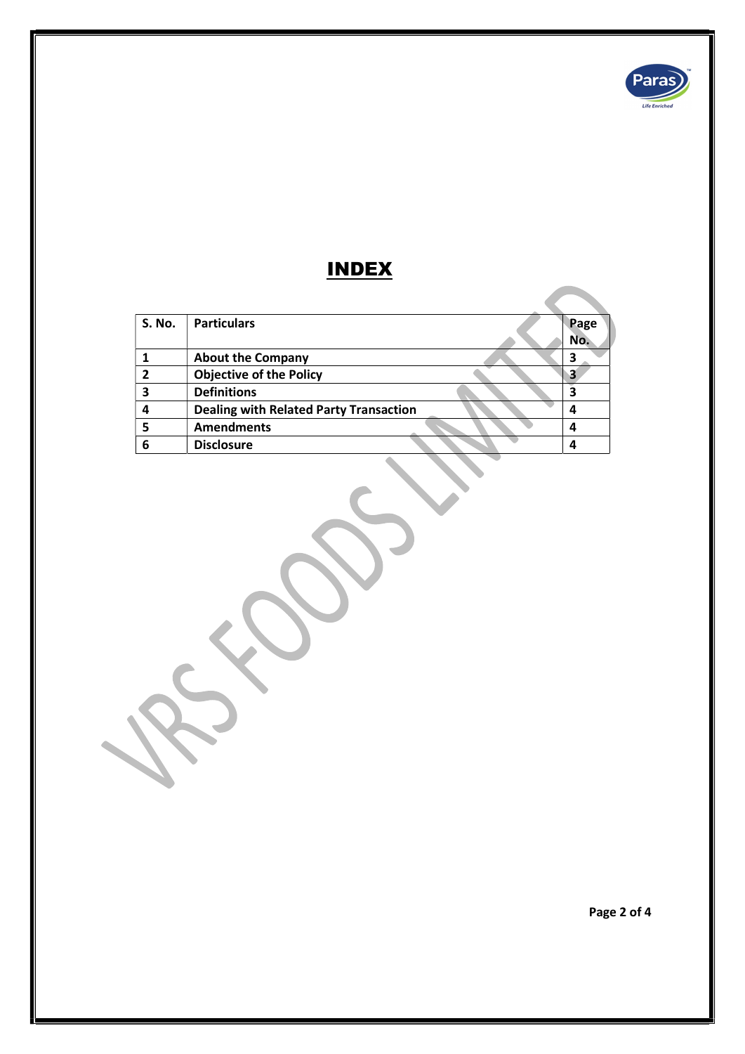# INDEX

| S. No. | Particulars | Page No. |
|---|---|---|
| 1 | About the Company | 3 |
| 2 | Objective of the Policy | 3 |
| 3 | Definitions | 3 |
| 4 | Dealing with Related Party Transaction | 4 |
| 5 | Amendments | 4 |
| 6 | Disclosure | 4 |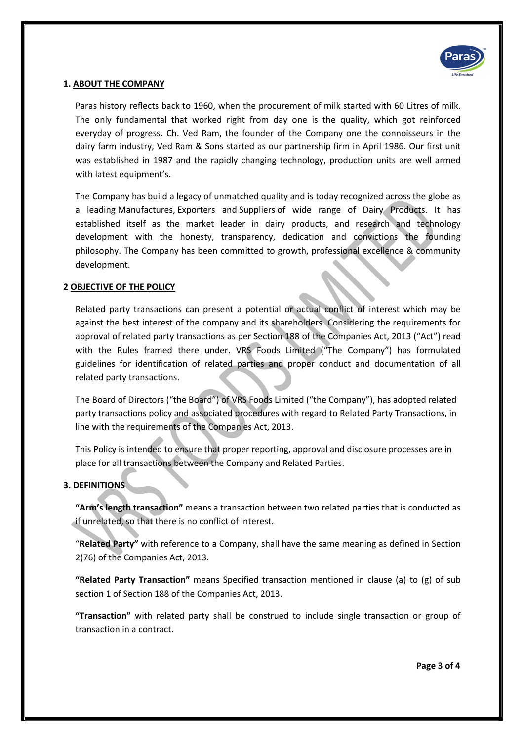## 1. ABOUT THE COMPANY

Paras history reflects back to 1960, when the procurement of milk started with 60 Litres of milk. The only fundamental that worked right from day one is the quality, which got reinforced everyday of progress. Ch. Ved Ram, the founder of the Company one the connoisseurs in the dairy farm industry, Ved Ram & Sons started as our partnership firm in April 1986. Our first unit was established in 1987 and the rapidly changing technology, production units are well armed with latest equipment's.

The Company has build a legacy of unmatched quality and is today recognized across the globe as a leading Manufactures, Exporters and Suppliers of wide range of Dairy Products. It has established itself as the market leader in dairy products, and research and technology development with the honesty, transparency, dedication and convictions the founding philosophy. The Company has been committed to growth, professional excellence & community development.

## 2 OBJECTIVE OF THE POLICY

Related party transactions can present a potential or actual conflict of interest which may be against the best interest of the company and its shareholders. Considering the requirements for approval of related party transactions as per Section 188 of the Companies Act, 2013 ("Act") read with the Rules framed there under. VRS Foods Limited ("The Company") has formulated guidelines for identification of related parties and proper conduct and documentation of all related party transactions.

The Board of Directors ("the Board") of VRS Foods Limited ("the Company"), has adopted related party transactions policy and associated procedures with regard to Related Party Transactions, in line with the requirements of the Companies Act, 2013.

This Policy is intended to ensure that proper reporting, approval and disclosure processes are in place for all transactions between the Company and Related Parties.

## 3. DEFINITIONS

**"Arm's length transaction"** means a transaction between two related parties that is conducted as if unrelated, so that there is no conflict of interest.

"**Related Party"** with reference to a Company, shall have the same meaning as defined in Section 2(76) of the Companies Act, 2013.

**"Related Party Transaction"** means Specified transaction mentioned in clause (a) to (g) of sub section 1 of Section 188 of the Companies Act, 2013.

**"Transaction"** with related party shall be construed to include single transaction or group of transaction in a contract.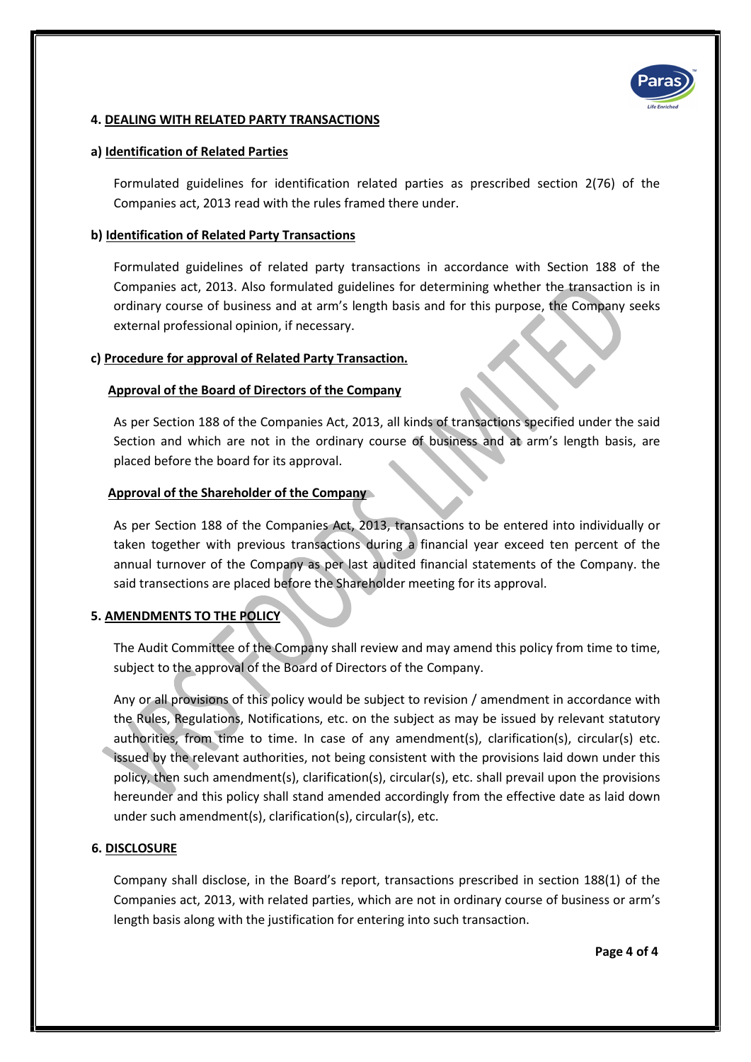## 4. DEALING WITH RELATED PARTY TRANSACTIONS

### a) Identification of Related Parties

Formulated guidelines for identification related parties as prescribed section 2(76) of the Companies act, 2013 read with the rules framed there under.

### b) Identification of Related Party Transactions

Formulated guidelines of related party transactions in accordance with Section 188 of the Companies act, 2013. Also formulated guidelines for determining whether the transaction is in ordinary course of business and at arm's length basis and for this purpose, the Company seeks external professional opinion, if necessary.

### c) Procedure for approval of Related Party Transaction.

**Approval of the Board of Directors of the Company**

As per Section 188 of the Companies Act, 2013, all kinds of transactions specified under the said Section and which are not in the ordinary course of business and at arm's length basis, are placed before the board for its approval.

**Approval of the Shareholder of the Company**

As per Section 188 of the Companies Act, 2013, transactions to be entered into individually or taken together with previous transactions during a financial year exceed ten percent of the annual turnover of the Company as per last audited financial statements of the Company. the said transections are placed before the Shareholder meeting for its approval.

## 5. AMENDMENTS TO THE POLICY

The Audit Committee of the Company shall review and may amend this policy from time to time, subject to the approval of the Board of Directors of the Company.

Any or all provisions of this policy would be subject to revision / amendment in accordance with the Rules, Regulations, Notifications, etc. on the subject as may be issued by relevant statutory authorities, from time to time. In case of any amendment(s), clarification(s), circular(s) etc. issued by the relevant authorities, not being consistent with the provisions laid down under this policy, then such amendment(s), clarification(s), circular(s), etc. shall prevail upon the provisions hereunder and this policy shall stand amended accordingly from the effective date as laid down under such amendment(s), clarification(s), circular(s), etc.

## 6. DISCLOSURE

Company shall disclose, in the Board's report, transactions prescribed in section 188(1) of the Companies act, 2013, with related parties, which are not in ordinary course of business or arm's length basis along with the justification for entering into such transaction.